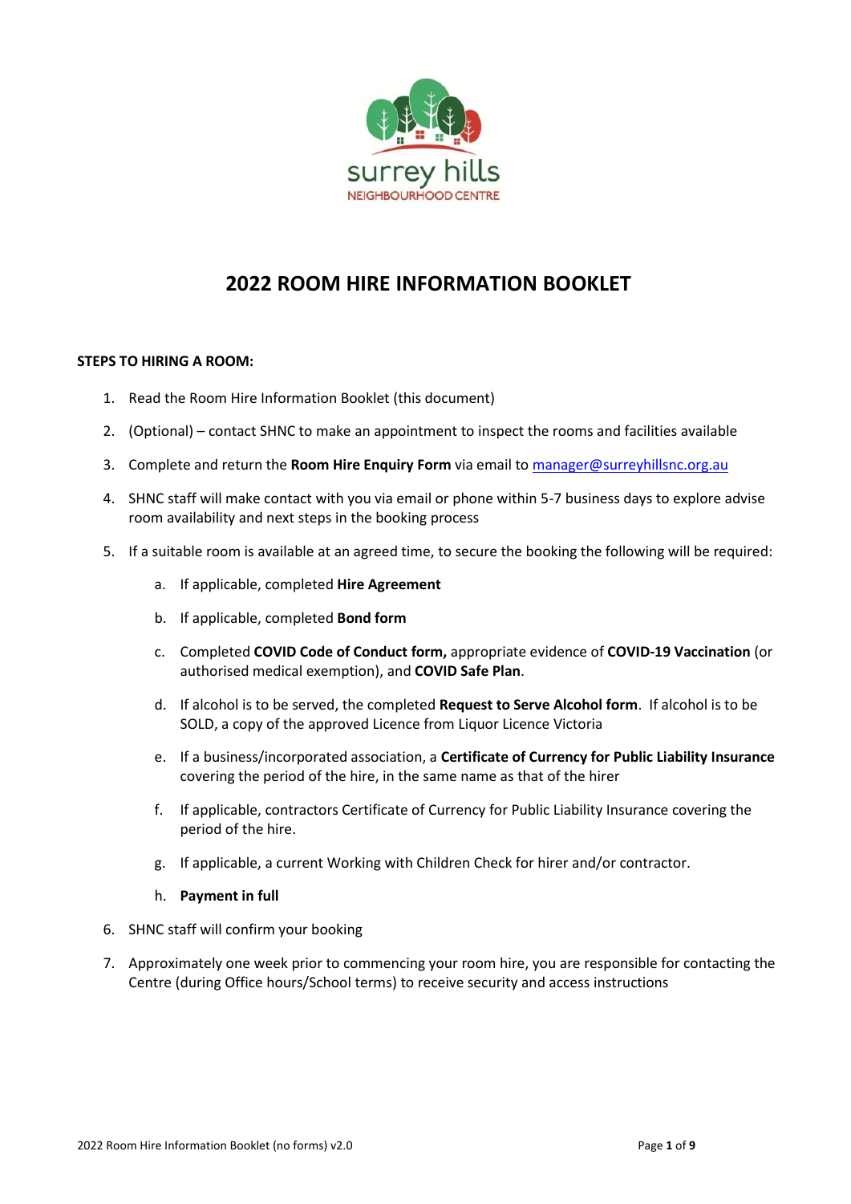surrey hills
NEIGHBOURHOOD CENTRE

# 2022 ROOM HIRE INFORMATION BOOKLET

**STEPS TO HIRING A ROOM:**

1. Read the Room Hire Information Booklet (this document)
2. (Optional) – contact SHNC to make an appointment to inspect the rooms and facilities available
3. Complete and return the **Room Hire Enquiry Form** via email to manager@surreyhillsnc.org.au
4. SHNC staff will make contact with you via email or phone within 5-7 business days to explore advise room availability and next steps in the booking process
5. If a suitable room is available at an agreed time, to secure the booking the following will be required:
   a. If applicable, completed **Hire Agreement**
   b. If applicable, completed **Bond form**
   c. Completed **COVID Code of Conduct form,** appropriate evidence of **COVID-19 Vaccination** (or authorised medical exemption), and **COVID Safe Plan**.
   d. If alcohol is to be served, the completed **Request to Serve Alcohol form**. If alcohol is to be SOLD, a copy of the approved Licence from Liquor Licence Victoria
   e. If a business/incorporated association, a **Certificate of Currency for Public Liability Insurance** covering the period of the hire, in the same name as that of the hirer
   f. If applicable, contractors Certificate of Currency for Public Liability Insurance covering the period of the hire.
   g. If applicable, a current Working with Children Check for hirer and/or contractor.
   h. **Payment in full**
6. SHNC staff will confirm your booking
7. Approximately one week prior to commencing your room hire, you are responsible for contacting the Centre (during Office hours/School terms) to receive security and access instructions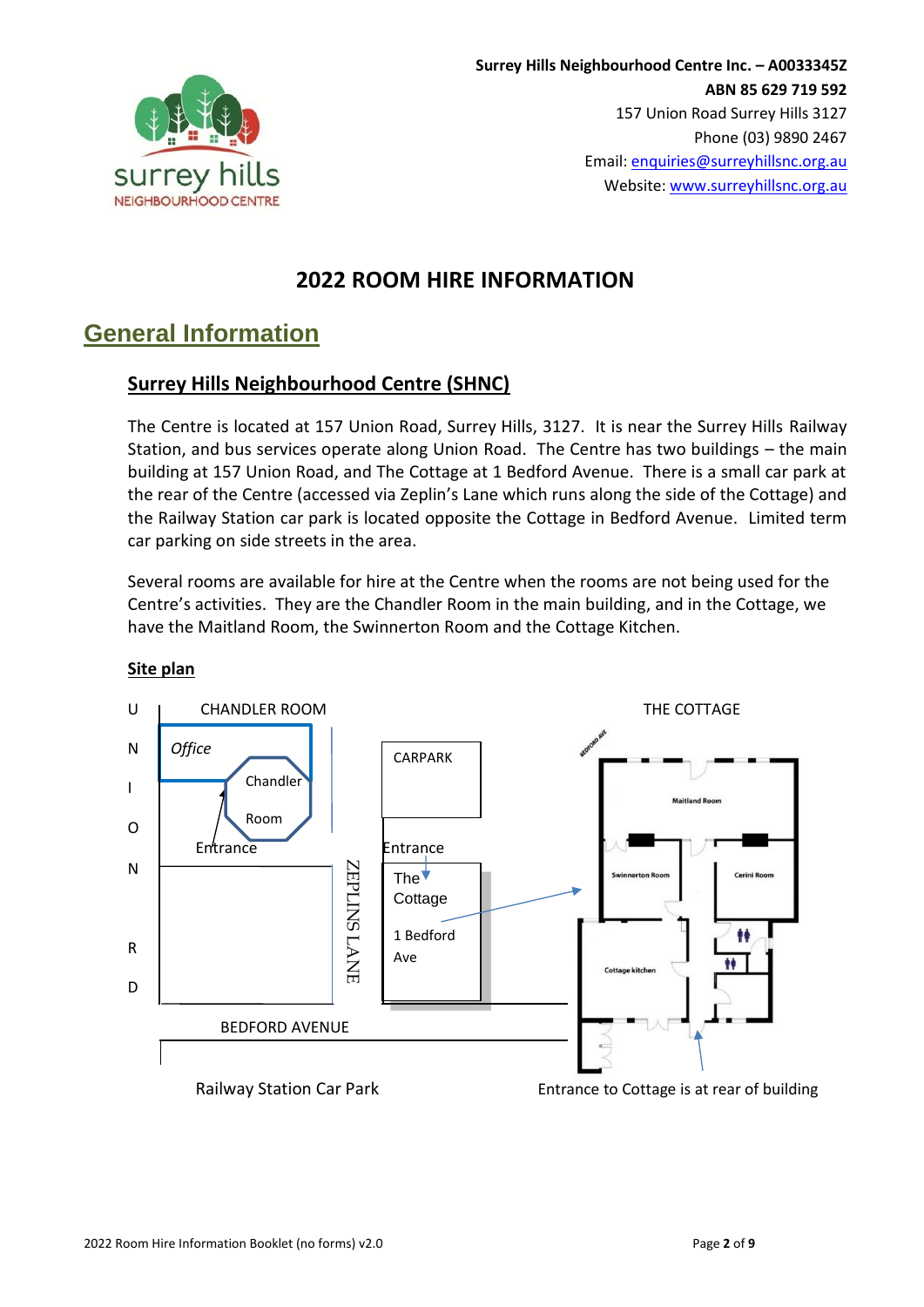Surrey Hills Neighbourhood Centre Inc. – A0033345Z
**ABN 85 629 719 592**
157 Union Road Surrey Hills 3127
Phone (03) 9890 2467
Email: enquiries@surreyhillsnc.org.au
Website: www.surreyhillsnc.org.au

# 2022 ROOM HIRE INFORMATION

## General Information

### Surrey Hills Neighbourhood Centre (SHNC)

The Centre is located at 157 Union Road, Surrey Hills, 3127. It is near the Surrey Hills Railway Station, and bus services operate along Union Road. The Centre has two buildings – the main building at 157 Union Road, and The Cottage at 1 Bedford Avenue. There is a small car park at the rear of the Centre (accessed via Zeplin's Lane which runs along the side of the Cottage) and the Railway Station car park is located opposite the Cottage in Bedford Avenue. Limited term car parking on side streets in the area.

Several rooms are available for hire at the Centre when the rooms are not being used for the Centre's activities. They are the Chandler Room in the main building, and in the Cottage, we have the Maitland Room, the Swinnerton Room and the Cottage Kitchen.

**Site plan**

UNION RD

CHANDLER ROOM

*Office*

Chandler Room

Entrance

CARPARK

Entrance

The Cottage

1 Bedford Ave

ZEPLINS LANE

BEDFORD AVENUE

Railway Station Car Park

THE COTTAGE

BEDFORD AVE

Maitland Room

Swinnerton Room

Cerini Room

Cottage kitchen

Entrance to Cottage is at rear of building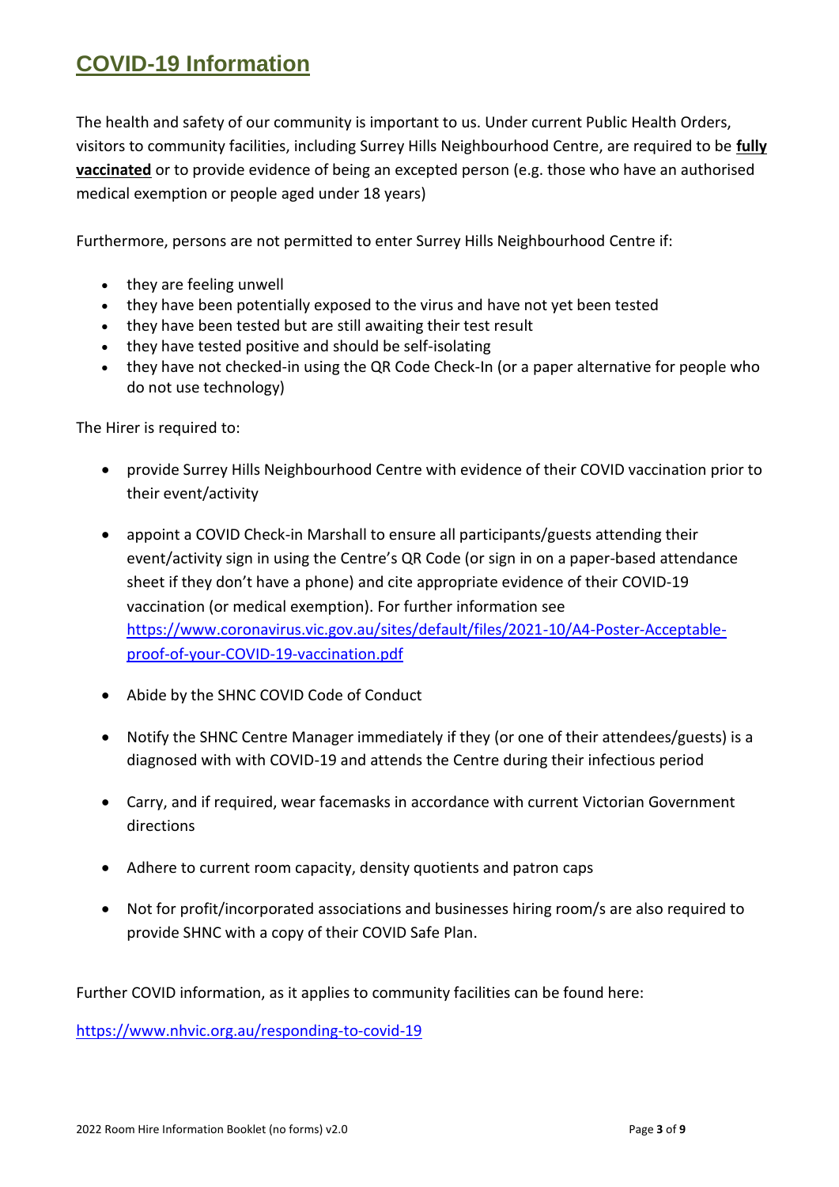# COVID-19 Information

The health and safety of our community is important to us. Under current Public Health Orders, visitors to community facilities, including Surrey Hills Neighbourhood Centre, are required to be **fully vaccinated** or to provide evidence of being an excepted person (e.g. those who have an authorised medical exemption or people aged under 18 years)

Furthermore, persons are not permitted to enter Surrey Hills Neighbourhood Centre if:

- they are feeling unwell
- they have been potentially exposed to the virus and have not yet been tested
- they have been tested but are still awaiting their test result
- they have tested positive and should be self-isolating
- they have not checked-in using the QR Code Check-In (or a paper alternative for people who do not use technology)

The Hirer is required to:

- provide Surrey Hills Neighbourhood Centre with evidence of their COVID vaccination prior to their event/activity
- appoint a COVID Check-in Marshall to ensure all participants/guests attending their event/activity sign in using the Centre's QR Code (or sign in on a paper-based attendance sheet if they don't have a phone) and cite appropriate evidence of their COVID-19 vaccination (or medical exemption). For further information see https://www.coronavirus.vic.gov.au/sites/default/files/2021-10/A4-Poster-Acceptable-proof-of-your-COVID-19-vaccination.pdf
- Abide by the SHNC COVID Code of Conduct
- Notify the SHNC Centre Manager immediately if they (or one of their attendees/guests) is a diagnosed with with COVID-19 and attends the Centre during their infectious period
- Carry, and if required, wear facemasks in accordance with current Victorian Government directions
- Adhere to current room capacity, density quotients and patron caps
- Not for profit/incorporated associations and businesses hiring room/s are also required to provide SHNC with a copy of their COVID Safe Plan.

Further COVID information, as it applies to community facilities can be found here:

https://www.nhvic.org.au/responding-to-covid-19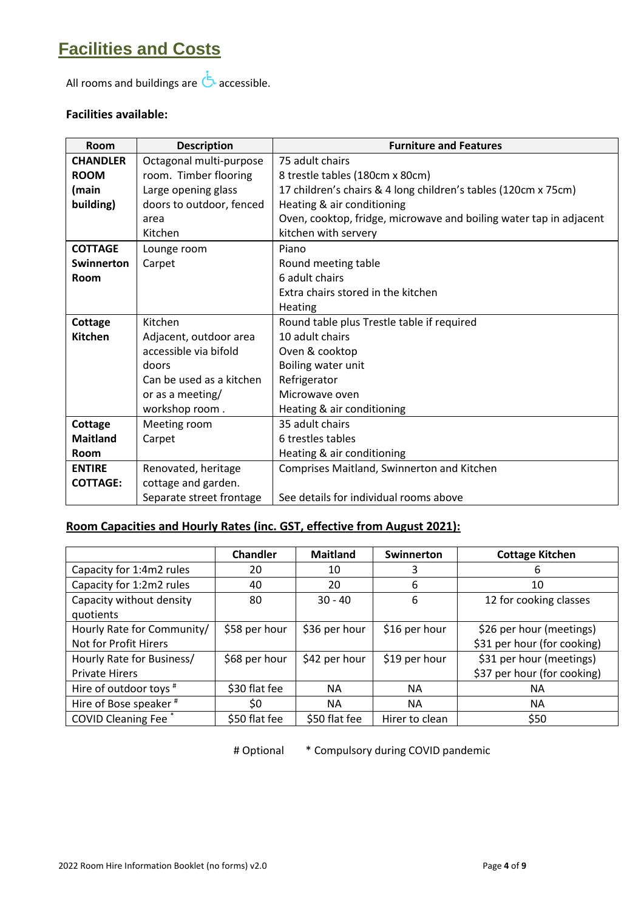# Facilities and Costs

All rooms and buildings are ♿ accessible.

**Facilities available:**

| Room | Description | Furniture and Features |
| --- | --- | --- |
| **CHANDLER ROOM (main building)** | Octagonal multi-purpose room. Timber flooring<br>Large opening glass doors to outdoor, fenced area<br>Kitchen | 75 adult chairs<br>8 trestle tables (180cm x 80cm)<br>17 children's chairs & 4 long children's tables (120cm x 75cm)<br>Heating & air conditioning<br>Oven, cooktop, fridge, microwave and boiling water tap in adjacent kitchen with servery |
| **COTTAGE Swinnerton Room** | Lounge room<br>Carpet | Piano<br>Round meeting table<br>6 adult chairs<br>Extra chairs stored in the kitchen<br>Heating |
| **Cottage Kitchen** | Kitchen<br>Adjacent, outdoor area accessible via bifold doors<br>Can be used as a kitchen or as a meeting/ workshop room . | Round table plus Trestle table if required<br>10 adult chairs<br>Oven & cooktop<br>Boiling water unit<br>Refrigerator<br>Microwave oven<br>Heating & air conditioning |
| **Cottage Maitland Room** | Meeting room<br>Carpet | 35 adult chairs<br>6 trestles tables<br>Heating & air conditioning |
| **ENTIRE COTTAGE:** | Renovated, heritage cottage and garden.<br>Separate street frontage | Comprises Maitland, Swinnerton and Kitchen<br><br>See details for individual rooms above |

**Room Capacities and Hourly Rates (inc. GST, effective from August 2021):**

| | Chandler | Maitland | Swinnerton | Cottage Kitchen |
| --- | --- | --- | --- | --- |
| Capacity for 1:4m2 rules | 20 | 10 | 3 | 6 |
| Capacity for 1:2m2 rules | 40 | 20 | 6 | 10 |
| Capacity without density quotients | 80 | 30 - 40 | 6 | 12 for cooking classes |
| Hourly Rate for Community/ Not for Profit Hirers | $58 per hour | $36 per hour | $16 per hour | $26 per hour (meetings)<br>$31 per hour (for cooking) |
| Hourly Rate for Business/ Private Hirers | $68 per hour | $42 per hour | $19 per hour | $31 per hour (meetings)<br>$37 per hour (for cooking) |
| Hire of outdoor toys # | $30 flat fee | NA | NA | NA |
| Hire of Bose speaker # | $0 | NA | NA | NA |
| COVID Cleaning Fee * | $50 flat fee | $50 flat fee | Hirer to clean | $50 |

# Optional * Compulsory during COVID pandemic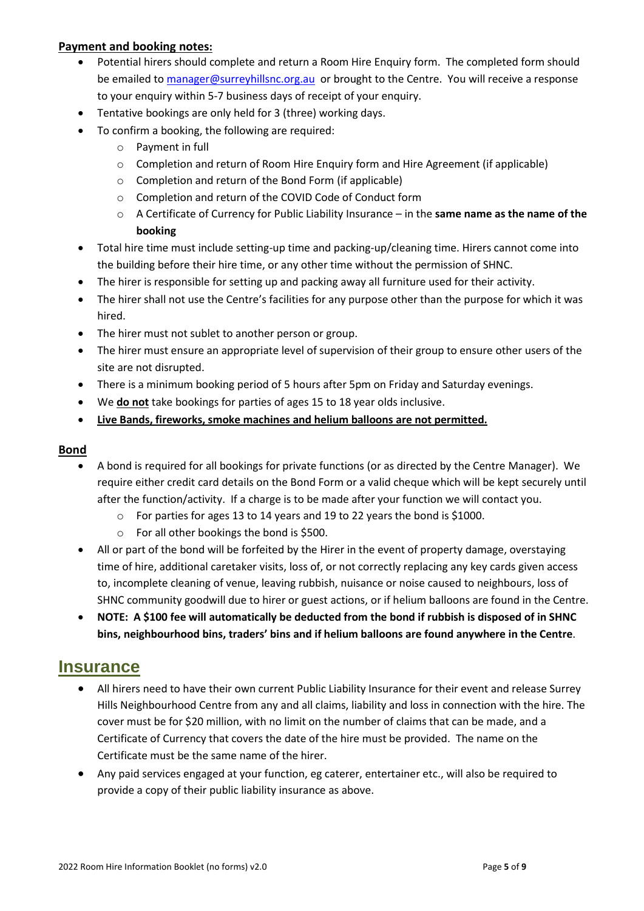**Payment and booking notes:**

- Potential hirers should complete and return a Room Hire Enquiry form. The completed form should be emailed to [manager@surreyhillsnc.org.au](mailto:manager@surreyhillsnc.org.au) or brought to the Centre. You will receive a response to your enquiry within 5-7 business days of receipt of your enquiry.
- Tentative bookings are only held for 3 (three) working days.
- To confirm a booking, the following are required:
  - Payment in full
  - Completion and return of Room Hire Enquiry form and Hire Agreement (if applicable)
  - Completion and return of the Bond Form (if applicable)
  - Completion and return of the COVID Code of Conduct form
  - A Certificate of Currency for Public Liability Insurance – in the **same name as the name of the booking**
- Total hire time must include setting-up time and packing-up/cleaning time. Hirers cannot come into the building before their hire time, or any other time without the permission of SHNC.
- The hirer is responsible for setting up and packing away all furniture used for their activity.
- The hirer shall not use the Centre's facilities for any purpose other than the purpose for which it was hired.
- The hirer must not sublet to another person or group.
- The hirer must ensure an appropriate level of supervision of their group to ensure other users of the site are not disrupted.
- There is a minimum booking period of 5 hours after 5pm on Friday and Saturday evenings.
- We **do not** take bookings for parties of ages 15 to 18 year olds inclusive.
- **Live Bands, fireworks, smoke machines and helium balloons are not permitted.**

**Bond**

- A bond is required for all bookings for private functions (or as directed by the Centre Manager). We require either credit card details on the Bond Form or a valid cheque which will be kept securely until after the function/activity. If a charge is to be made after your function we will contact you.
  - For parties for ages 13 to 14 years and 19 to 22 years the bond is $1000.
  - For all other bookings the bond is $500.
- All or part of the bond will be forfeited by the Hirer in the event of property damage, overstaying time of hire, additional caretaker visits, loss of, or not correctly replacing any key cards given access to, incomplete cleaning of venue, leaving rubbish, nuisance or noise caused to neighbours, loss of SHNC community goodwill due to hirer or guest actions, or if helium balloons are found in the Centre.
- **NOTE: A $100 fee will automatically be deducted from the bond if rubbish is disposed of in SHNC bins, neighbourhood bins, traders' bins and if helium balloons are found anywhere in the Centre**.

# Insurance

- All hirers need to have their own current Public Liability Insurance for their event and release Surrey Hills Neighbourhood Centre from any and all claims, liability and loss in connection with the hire. The cover must be for $20 million, with no limit on the number of claims that can be made, and a Certificate of Currency that covers the date of the hire must be provided. The name on the Certificate must be the same name of the hirer.
- Any paid services engaged at your function, eg caterer, entertainer etc., will also be required to provide a copy of their public liability insurance as above.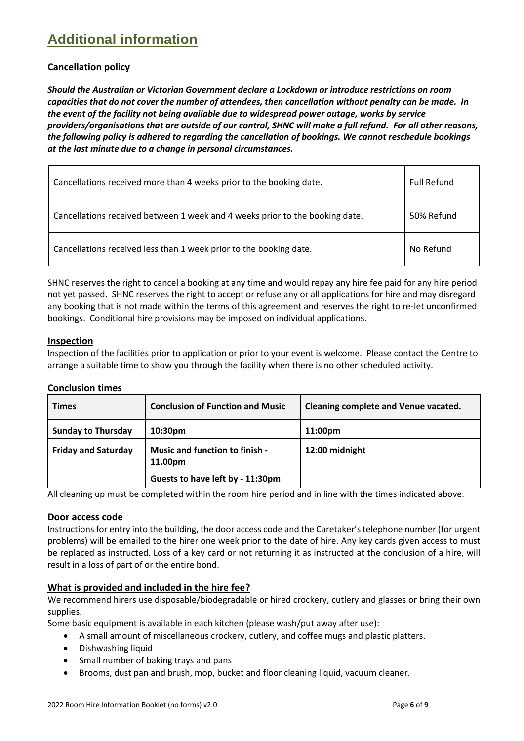# Additional information

## Cancellation policy

***Should the Australian or Victorian Government declare a Lockdown or introduce restrictions on room capacities that do not cover the number of attendees, then cancellation without penalty can be made. In the event of the facility not being available due to widespread power outage, works by service providers/organisations that are outside of our control, SHNC will make a full refund. For all other reasons, the following policy is adhered to regarding the cancellation of bookings. We cannot reschedule bookings at the last minute due to a change in personal circumstances.***

| | |
|---|---|
| Cancellations received more than 4 weeks prior to the booking date. | Full Refund |
| Cancellations received between 1 week and 4 weeks prior to the booking date. | 50% Refund |
| Cancellations received less than 1 week prior to the booking date. | No Refund |

SHNC reserves the right to cancel a booking at any time and would repay any hire fee paid for any hire period not yet passed. SHNC reserves the right to accept or refuse any or all applications for hire and may disregard any booking that is not made within the terms of this agreement and reserves the right to re-let unconfirmed bookings. Conditional hire provisions may be imposed on individual applications.

## Inspection

Inspection of the facilities prior to application or prior to your event is welcome. Please contact the Centre to arrange a suitable time to show you through the facility when there is no other scheduled activity.

## Conclusion times

| Times | Conclusion of Function and Music | Cleaning complete and Venue vacated. |
|---|---|---|
| **Sunday to Thursday** | **10:30pm** | **11:00pm** |
| **Friday and Saturday** | **Music and function to finish - 11.00pm**<br>**Guests to have left by - 11:30pm** | **12:00 midnight** |

All cleaning up must be completed within the room hire period and in line with the times indicated above.

## Door access code

Instructions for entry into the building, the door access code and the Caretaker's telephone number (for urgent problems) will be emailed to the hirer one week prior to the date of hire. Any key cards given access to must be replaced as instructed. Loss of a key card or not returning it as instructed at the conclusion of a hire, will result in a loss of part of or the entire bond.

## What is provided and included in the hire fee?

We recommend hirers use disposable/biodegradable or hired crockery, cutlery and glasses or bring their own supplies.

Some basic equipment is available in each kitchen (please wash/put away after use):

- A small amount of miscellaneous crockery, cutlery, and coffee mugs and plastic platters.
- Dishwashing liquid
- Small number of baking trays and pans
- Brooms, dust pan and brush, mop, bucket and floor cleaning liquid, vacuum cleaner.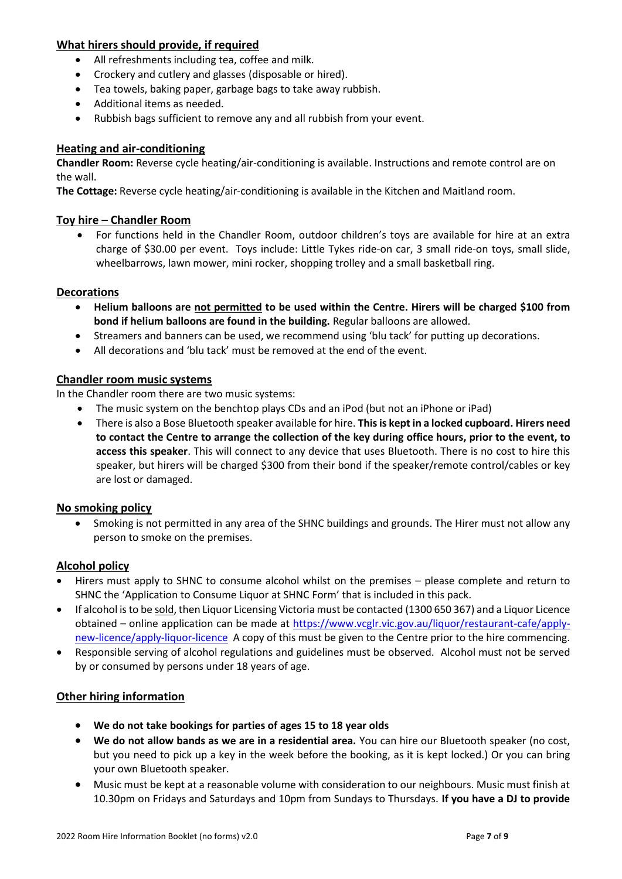## What hirers should provide, if required

- All refreshments including tea, coffee and milk.
- Crockery and cutlery and glasses (disposable or hired).
- Tea towels, baking paper, garbage bags to take away rubbish.
- Additional items as needed.
- Rubbish bags sufficient to remove any and all rubbish from your event.

## Heating and air-conditioning

**Chandler Room:** Reverse cycle heating/air-conditioning is available. Instructions and remote control are on the wall.

**The Cottage:** Reverse cycle heating/air-conditioning is available in the Kitchen and Maitland room.

## Toy hire – Chandler Room

- For functions held in the Chandler Room, outdoor children's toys are available for hire at an extra charge of $30.00 per event. Toys include: Little Tykes ride-on car, 3 small ride-on toys, small slide, wheelbarrows, lawn mower, mini rocker, shopping trolley and a small basketball ring.

## Decorations

- **Helium balloons are <u>not permitted</u> to be used within the Centre. Hirers will be charged $100 from bond if helium balloons are found in the building.** Regular balloons are allowed.
- Streamers and banners can be used, we recommend using 'blu tack' for putting up decorations.
- All decorations and 'blu tack' must be removed at the end of the event.

## Chandler room music systems

In the Chandler room there are two music systems:

- The music system on the benchtop plays CDs and an iPod (but not an iPhone or iPad)
- There is also a Bose Bluetooth speaker available for hire. **This is kept in a locked cupboard. Hirers need to contact the Centre to arrange the collection of the key during office hours, prior to the event, to access this speaker**. This will connect to any device that uses Bluetooth. There is no cost to hire this speaker, but hirers will be charged $300 from their bond if the speaker/remote control/cables or key are lost or damaged.

## No smoking policy

- Smoking is not permitted in any area of the SHNC buildings and grounds. The Hirer must not allow any person to smoke on the premises.

## Alcohol policy

- Hirers must apply to SHNC to consume alcohol whilst on the premises – please complete and return to SHNC the 'Application to Consume Liquor at SHNC Form' that is included in this pack.
- If alcohol is to be <u>sold</u>, then Liquor Licensing Victoria must be contacted (1300 650 367) and a Liquor Licence obtained – online application can be made at https://www.vcglr.vic.gov.au/liquor/restaurant-cafe/apply-new-licence/apply-liquor-licence A copy of this must be given to the Centre prior to the hire commencing.
- Responsible serving of alcohol regulations and guidelines must be observed. Alcohol must not be served by or consumed by persons under 18 years of age.

## Other hiring information

- **We do not take bookings for parties of ages 15 to 18 year olds**
- **We do not allow bands as we are in a residential area.** You can hire our Bluetooth speaker (no cost, but you need to pick up a key in the week before the booking, as it is kept locked.) Or you can bring your own Bluetooth speaker.
- Music must be kept at a reasonable volume with consideration to our neighbours. Music must finish at 10.30pm on Fridays and Saturdays and 10pm from Sundays to Thursdays. **If you have a DJ to provide**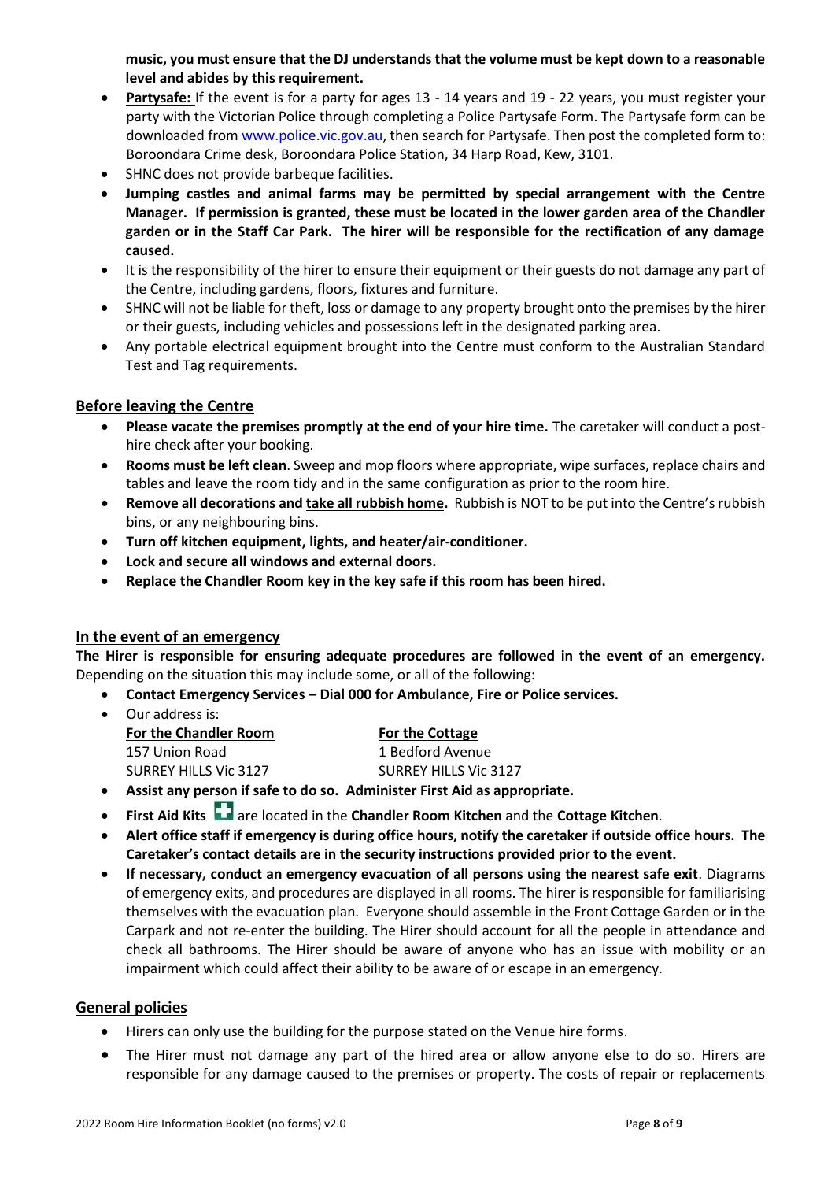**music, you must ensure that the DJ understands that the volume must be kept down to a reasonable level and abides by this requirement.**

- **Partysafe:** If the event is for a party for ages 13 - 14 years and 19 - 22 years, you must register your party with the Victorian Police through completing a Police Partysafe Form. The Partysafe form can be downloaded from www.police.vic.gov.au, then search for Partysafe. Then post the completed form to: Boroondara Crime desk, Boroondara Police Station, 34 Harp Road, Kew, 3101.
- SHNC does not provide barbeque facilities.
- **Jumping castles and animal farms may be permitted by special arrangement with the Centre Manager. If permission is granted, these must be located in the lower garden area of the Chandler garden or in the Staff Car Park. The hirer will be responsible for the rectification of any damage caused.**
- It is the responsibility of the hirer to ensure their equipment or their guests do not damage any part of the Centre, including gardens, floors, fixtures and furniture.
- SHNC will not be liable for theft, loss or damage to any property brought onto the premises by the hirer or their guests, including vehicles and possessions left in the designated parking area.
- Any portable electrical equipment brought into the Centre must conform to the Australian Standard Test and Tag requirements.

## Before leaving the Centre

- **Please vacate the premises promptly at the end of your hire time.** The caretaker will conduct a post-hire check after your booking.
- **Rooms must be left clean**. Sweep and mop floors where appropriate, wipe surfaces, replace chairs and tables and leave the room tidy and in the same configuration as prior to the room hire.
- **Remove all decorations and take all rubbish home.** Rubbish is NOT to be put into the Centre's rubbish bins, or any neighbouring bins.
- **Turn off kitchen equipment, lights, and heater/air-conditioner.**
- **Lock and secure all windows and external doors.**
- **Replace the Chandler Room key in the key safe if this room has been hired.**

## In the event of an emergency

**The Hirer is responsible for ensuring adequate procedures are followed in the event of an emergency.** Depending on the situation this may include some, or all of the following:

- **Contact Emergency Services – Dial 000 for Ambulance, Fire or Police services.**
- Our address is:

| For the Chandler Room | For the Cottage |
|---|---|
| 157 Union Road | 1 Bedford Avenue |
| SURREY HILLS Vic 3127 | SURREY HILLS Vic 3127 |

- **Assist any person if safe to do so. Administer First Aid as appropriate.**
- **First Aid Kits** are located in the **Chandler Room Kitchen** and the **Cottage Kitchen**.
- **Alert office staff if emergency is during office hours, notify the caretaker if outside office hours. The Caretaker's contact details are in the security instructions provided prior to the event.**
- **If necessary, conduct an emergency evacuation of all persons using the nearest safe exit**. Diagrams of emergency exits, and procedures are displayed in all rooms. The hirer is responsible for familiarising themselves with the evacuation plan. Everyone should assemble in the Front Cottage Garden or in the Carpark and not re-enter the building. The Hirer should account for all the people in attendance and check all bathrooms. The Hirer should be aware of anyone who has an issue with mobility or an impairment which could affect their ability to be aware of or escape in an emergency.

## General policies

- Hirers can only use the building for the purpose stated on the Venue hire forms.
- The Hirer must not damage any part of the hired area or allow anyone else to do so. Hirers are responsible for any damage caused to the premises or property. The costs of repair or replacements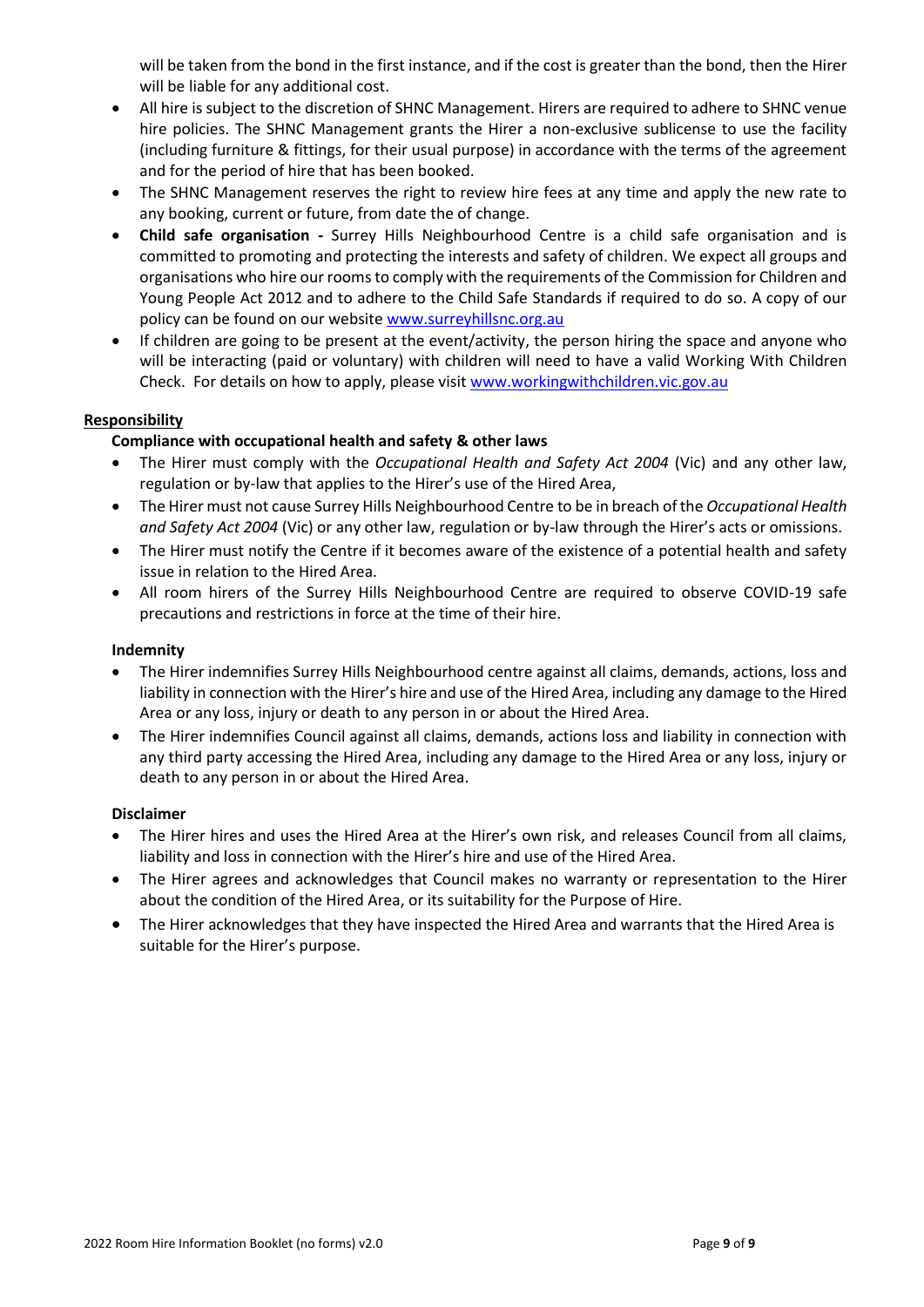will be taken from the bond in the first instance, and if the cost is greater than the bond, then the Hirer will be liable for any additional cost.

- All hire is subject to the discretion of SHNC Management. Hirers are required to adhere to SHNC venue hire policies. The SHNC Management grants the Hirer a non-exclusive sublicense to use the facility (including furniture & fittings, for their usual purpose) in accordance with the terms of the agreement and for the period of hire that has been booked.
- The SHNC Management reserves the right to review hire fees at any time and apply the new rate to any booking, current or future, from date the of change.
- **Child safe organisation -** Surrey Hills Neighbourhood Centre is a child safe organisation and is committed to promoting and protecting the interests and safety of children. We expect all groups and organisations who hire our rooms to comply with the requirements of the Commission for Children and Young People Act 2012 and to adhere to the Child Safe Standards if required to do so. A copy of our policy can be found on our website [www.surreyhillsnc.org.au](http://www.surreyhillsnc.org.au)
- If children are going to be present at the event/activity, the person hiring the space and anyone who will be interacting (paid or voluntary) with children will need to have a valid Working With Children Check. For details on how to apply, please visit [www.workingwithchildren.vic.gov.au](http://www.workingwithchildren.vic.gov.au)

## Responsibility

### Compliance with occupational health and safety & other laws

- The Hirer must comply with the *Occupational Health and Safety Act 2004* (Vic) and any other law, regulation or by-law that applies to the Hirer's use of the Hired Area,
- The Hirer must not cause Surrey Hills Neighbourhood Centre to be in breach of the *Occupational Health and Safety Act 2004* (Vic) or any other law, regulation or by-law through the Hirer's acts or omissions.
- The Hirer must notify the Centre if it becomes aware of the existence of a potential health and safety issue in relation to the Hired Area.
- All room hirers of the Surrey Hills Neighbourhood Centre are required to observe COVID-19 safe precautions and restrictions in force at the time of their hire.

### Indemnity

- The Hirer indemnifies Surrey Hills Neighbourhood centre against all claims, demands, actions, loss and liability in connection with the Hirer's hire and use of the Hired Area, including any damage to the Hired Area or any loss, injury or death to any person in or about the Hired Area.
- The Hirer indemnifies Council against all claims, demands, actions loss and liability in connection with any third party accessing the Hired Area, including any damage to the Hired Area or any loss, injury or death to any person in or about the Hired Area.

### Disclaimer

- The Hirer hires and uses the Hired Area at the Hirer's own risk, and releases Council from all claims, liability and loss in connection with the Hirer's hire and use of the Hired Area.
- The Hirer agrees and acknowledges that Council makes no warranty or representation to the Hirer about the condition of the Hired Area, or its suitability for the Purpose of Hire.
- The Hirer acknowledges that they have inspected the Hired Area and warrants that the Hired Area is suitable for the Hirer's purpose.